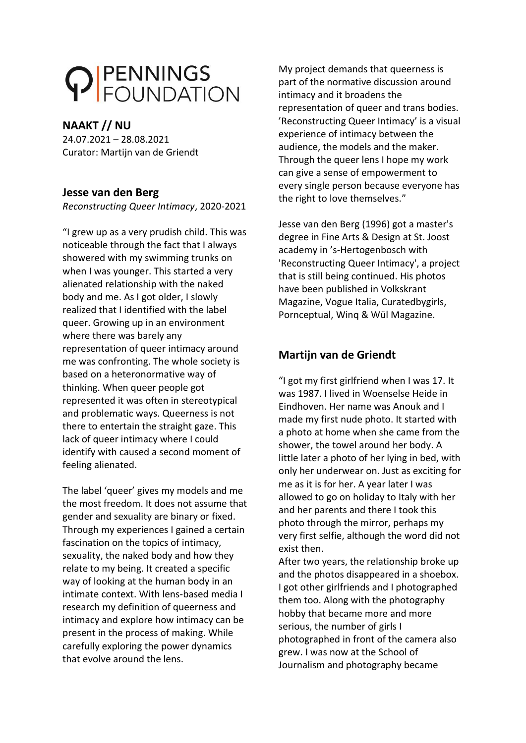PENNINGS FOUNDATION

# NAAKT // NU

24.07.2021 – 28.08.2021
Curator: Martijn van de Griendt

## Jesse van den Berg

*Reconstructing Queer Intimacy*, 2020-2021

"I grew up as a very prudish child. This was noticeable through the fact that I always showered with my swimming trunks on when I was younger. This started a very alienated relationship with the naked body and me. As I got older, I slowly realized that I identified with the label queer. Growing up in an environment where there was barely any representation of queer intimacy around me was confronting. The whole society is based on a heteronormative way of thinking. When queer people got represented it was often in stereotypical and problematic ways. Queerness is not there to entertain the straight gaze. This lack of queer intimacy where I could identify with caused a second moment of feeling alienated.

The label 'queer' gives my models and me the most freedom. It does not assume that gender and sexuality are binary or fixed. Through my experiences I gained a certain fascination on the topics of intimacy, sexuality, the naked body and how they relate to my being. It created a specific way of looking at the human body in an intimate context. With lens-based media I research my definition of queerness and intimacy and explore how intimacy can be present in the process of making. While carefully exploring the power dynamics that evolve around the lens.

My project demands that queerness is part of the normative discussion around intimacy and it broadens the representation of queer and trans bodies. 'Reconstructing Queer Intimacy' is a visual experience of intimacy between the audience, the models and the maker. Through the queer lens I hope my work can give a sense of empowerment to every single person because everyone has the right to love themselves."

Jesse van den Berg (1996) got a master's degree in Fine Arts & Design at St. Joost academy in 's-Hertogenbosch with 'Reconstructing Queer Intimacy', a project that is still being continued. His photos have been published in Volkskrant Magazine, Vogue Italia, Curatedbygirls, Pornceptual, Winq & Wül Magazine.

## Martijn van de Griendt

"I got my first girlfriend when I was 17. It was 1987. I lived in Woenselse Heide in Eindhoven. Her name was Anouk and I made my first nude photo. It started with a photo at home when she came from the shower, the towel around her body. A little later a photo of her lying in bed, with only her underwear on. Just as exciting for me as it is for her. A year later I was allowed to go on holiday to Italy with her and her parents and there I took this photo through the mirror, perhaps my very first selfie, although the word did not exist then.
After two years, the relationship broke up and the photos disappeared in a shoebox. I got other girlfriends and I photographed them too. Along with the photography hobby that became more and more serious, the number of girls I photographed in front of the camera also grew. I was now at the School of Journalism and photography became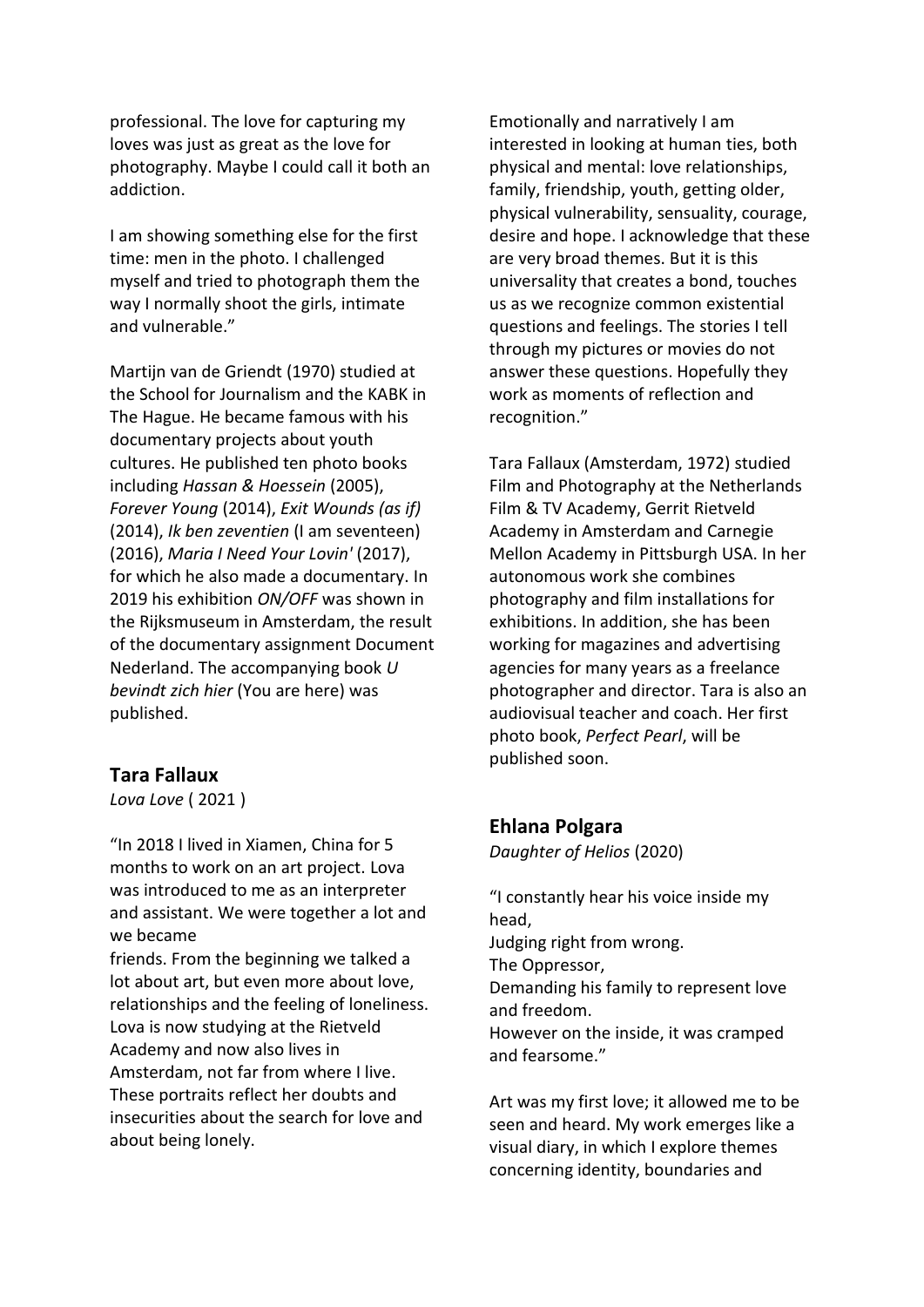professional. The love for capturing my loves was just as great as the love for photography. Maybe I could call it both an addiction.

I am showing something else for the first time: men in the photo. I challenged myself and tried to photograph them the way I normally shoot the girls, intimate and vulnerable."

Martijn van de Griendt (1970) studied at the School for Journalism and the KABK in The Hague. He became famous with his documentary projects about youth cultures. He published ten photo books including *Hassan & Hoessein* (2005), *Forever Young* (2014), *Exit Wounds (as if)* (2014), *Ik ben zeventien* (I am seventeen) (2016), *Maria I Need Your Lovin'* (2017), for which he also made a documentary. In 2019 his exhibition *ON/OFF* was shown in the Rijksmuseum in Amsterdam, the result of the documentary assignment Document Nederland. The accompanying book *U bevindt zich hier* (You are here) was published.

## Tara Fallaux

*Lova Love* ( 2021 )

"In 2018 I lived in Xiamen, China for 5 months to work on an art project. Lova was introduced to me as an interpreter and assistant. We were together a lot and we became
friends. From the beginning we talked a lot about art, but even more about love, relationships and the feeling of loneliness. Lova is now studying at the Rietveld Academy and now also lives in Amsterdam, not far from where I live. These portraits reflect her doubts and insecurities about the search for love and about being lonely.

Emotionally and narratively I am interested in looking at human ties, both physical and mental: love relationships, family, friendship, youth, getting older, physical vulnerability, sensuality, courage, desire and hope. I acknowledge that these are very broad themes. But it is this universality that creates a bond, touches us as we recognize common existential questions and feelings. The stories I tell through my pictures or movies do not answer these questions. Hopefully they work as moments of reflection and recognition."

Tara Fallaux (Amsterdam, 1972) studied Film and Photography at the Netherlands Film & TV Academy, Gerrit Rietveld Academy in Amsterdam and Carnegie Mellon Academy in Pittsburgh USA. In her autonomous work she combines photography and film installations for exhibitions. In addition, she has been working for magazines and advertising agencies for many years as a freelance photographer and director. Tara is also an audiovisual teacher and coach. Her first photo book, *Perfect Pearl*, will be published soon.

## Ehlana Polgara

*Daughter of Helios* (2020)

"I constantly hear his voice inside my head,
Judging right from wrong.
The Oppressor,
Demanding his family to represent love and freedom.
However on the inside, it was cramped and fearsome."

Art was my first love; it allowed me to be seen and heard. My work emerges like a visual diary, in which I explore themes concerning identity, boundaries and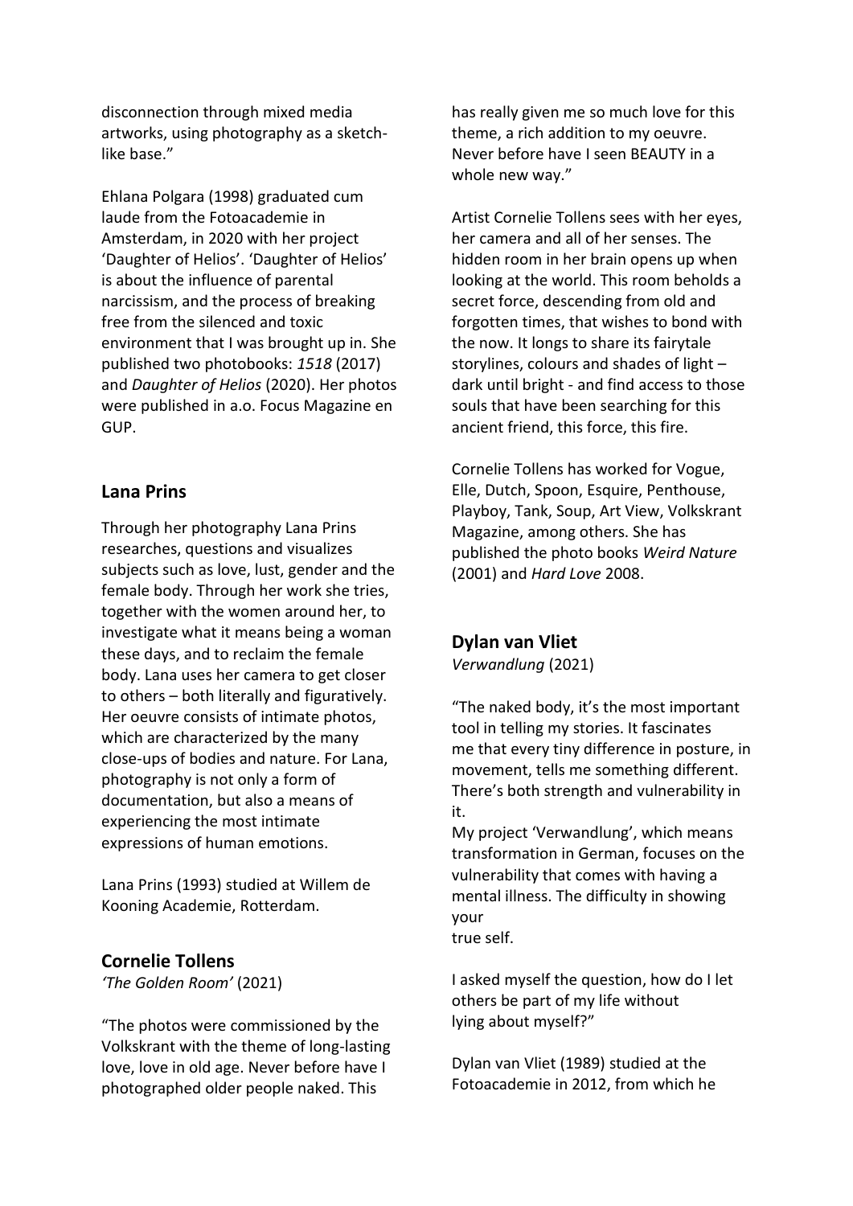disconnection through mixed media artworks, using photography as a sketch-like base."

Ehlana Polgara (1998) graduated cum laude from the Fotoacademie in Amsterdam, in 2020 with her project 'Daughter of Helios'. 'Daughter of Helios' is about the influence of parental narcissism, and the process of breaking free from the silenced and toxic environment that I was brought up in. She published two photobooks: *1518* (2017) and *Daughter of Helios* (2020). Her photos were published in a.o. Focus Magazine en GUP.

## Lana Prins

Through her photography Lana Prins researches, questions and visualizes subjects such as love, lust, gender and the female body. Through her work she tries, together with the women around her, to investigate what it means being a woman these days, and to reclaim the female body. Lana uses her camera to get closer to others – both literally and figuratively. Her oeuvre consists of intimate photos, which are characterized by the many close-ups of bodies and nature. For Lana, photography is not only a form of documentation, but also a means of experiencing the most intimate expressions of human emotions.

Lana Prins (1993) studied at Willem de Kooning Academie, Rotterdam.

## Cornelie Tollens

*'The Golden Room'* (2021)

"The photos were commissioned by the Volkskrant with the theme of long-lasting love, love in old age. Never before have I photographed older people naked. This has really given me so much love for this theme, a rich addition to my oeuvre. Never before have I seen BEAUTY in a whole new way."

Artist Cornelie Tollens sees with her eyes, her camera and all of her senses. The hidden room in her brain opens up when looking at the world. This room beholds a secret force, descending from old and forgotten times, that wishes to bond with the now. It longs to share its fairytale storylines, colours and shades of light – dark until bright - and find access to those souls that have been searching for this ancient friend, this force, this fire.

Cornelie Tollens has worked for Vogue, Elle, Dutch, Spoon, Esquire, Penthouse, Playboy, Tank, Soup, Art View, Volkskrant Magazine, among others. She has published the photo books *Weird Nature* (2001) and *Hard Love* 2008.

## Dylan van Vliet

*Verwandlung* (2021)

"The naked body, it's the most important tool in telling my stories. It fascinates me that every tiny difference in posture, in movement, tells me something different. There's both strength and vulnerability in it.
My project 'Verwandlung', which means transformation in German, focuses on the vulnerability that comes with having a mental illness. The difficulty in showing your true self.

I asked myself the question, how do I let others be part of my life without lying about myself?"

Dylan van Vliet (1989) studied at the Fotoacademie in 2012, from which he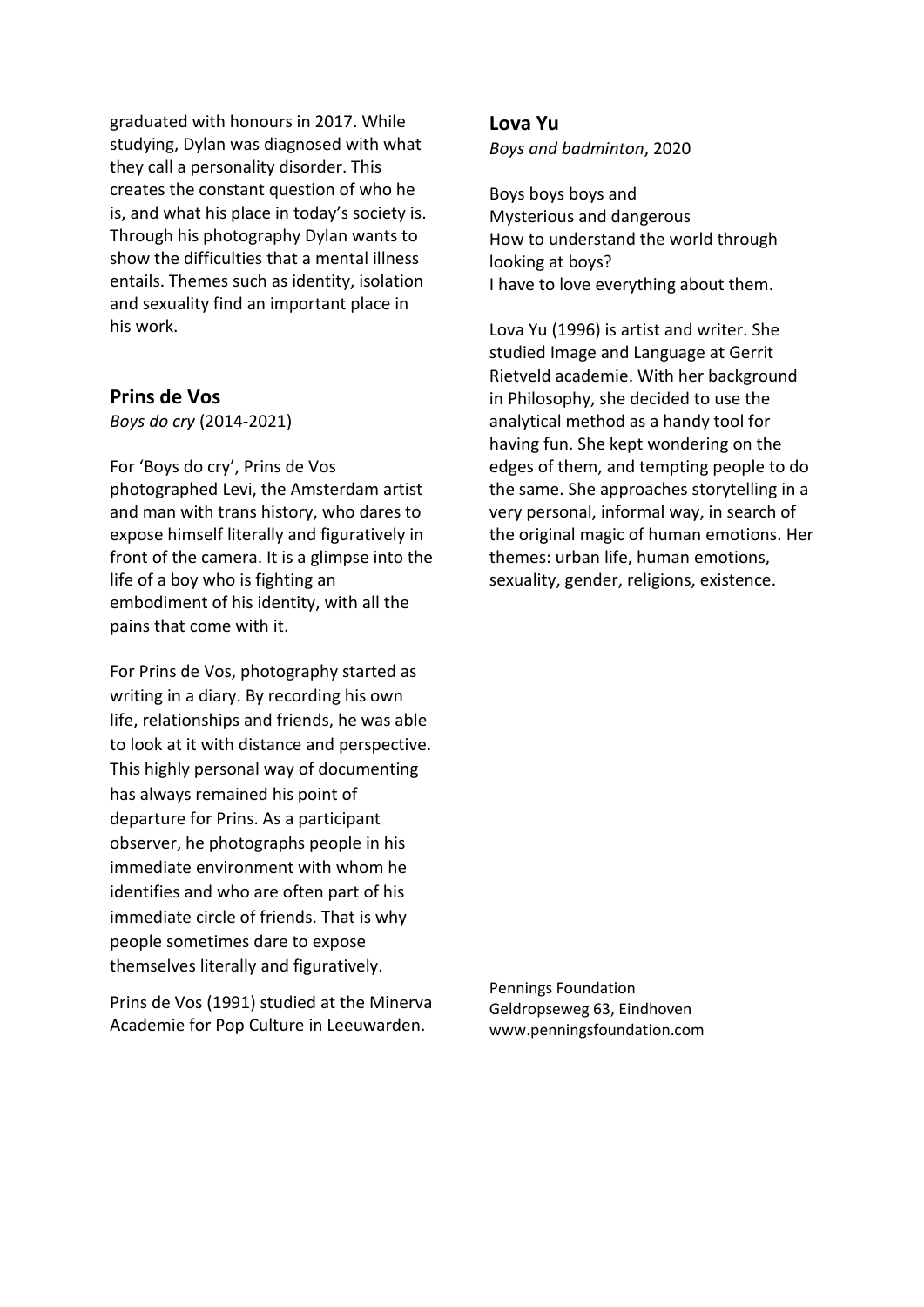graduated with honours in 2017. While studying, Dylan was diagnosed with what they call a personality disorder. This creates the constant question of who he is, and what his place in today's society is. Through his photography Dylan wants to show the difficulties that a mental illness entails. Themes such as identity, isolation and sexuality find an important place in his work.

## Prins de Vos

*Boys do cry* (2014-2021)

For 'Boys do cry', Prins de Vos photographed Levi, the Amsterdam artist and man with trans history, who dares to expose himself literally and figuratively in front of the camera. It is a glimpse into the life of a boy who is fighting an embodiment of his identity, with all the pains that come with it.

For Prins de Vos, photography started as writing in a diary. By recording his own life, relationships and friends, he was able to look at it with distance and perspective. This highly personal way of documenting has always remained his point of departure for Prins. As a participant observer, he photographs people in his immediate environment with whom he identifies and who are often part of his immediate circle of friends. That is why people sometimes dare to expose themselves literally and figuratively.

Prins de Vos (1991) studied at the Minerva Academie for Pop Culture in Leeuwarden.

## Lova Yu

*Boys and badminton*, 2020

Boys boys boys and
Mysterious and dangerous
How to understand the world through looking at boys?
I have to love everything about them.

Lova Yu (1996) is artist and writer. She studied Image and Language at Gerrit Rietveld academie. With her background in Philosophy, she decided to use the analytical method as a handy tool for having fun. She kept wondering on the edges of them, and tempting people to do the same. She approaches storytelling in a very personal, informal way, in search of the original magic of human emotions. Her themes: urban life, human emotions, sexuality, gender, religions, existence.

Pennings Foundation
Geldropseweg 63, Eindhoven
www.penningsfoundation.com